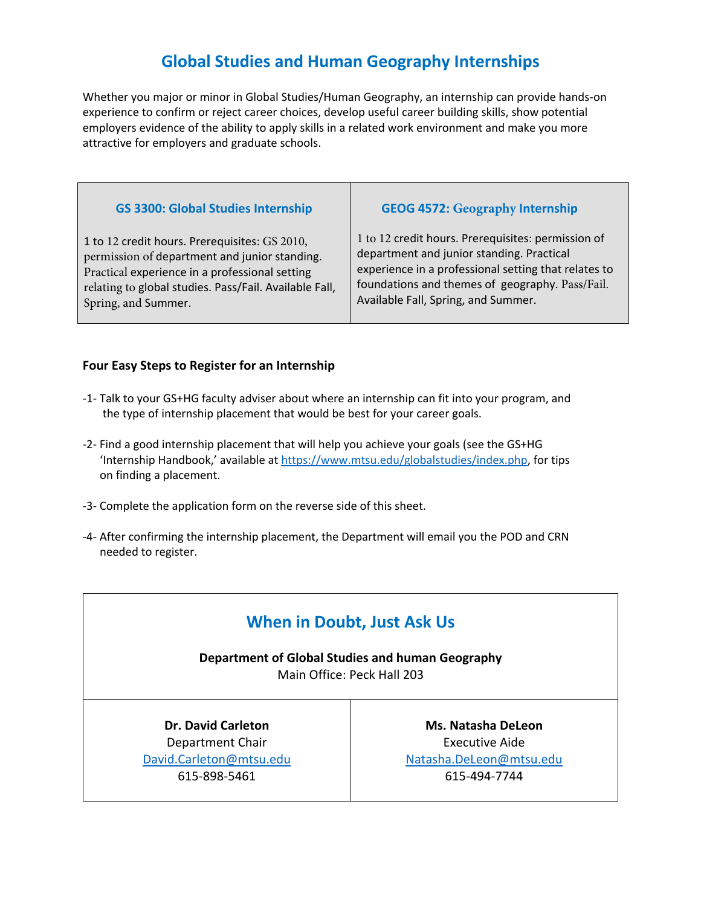# Global Studies and Human Geography Internships

Whether you major or minor in Global Studies/Human Geography, an internship can provide hands-on experience to confirm or reject career choices, develop useful career building skills, show potential employers evidence of the ability to apply skills in a related work environment and make you more attractive for employers and graduate schools.

| GS 3300: Global Studies Internship | GEOG 4572: Geography Internship |
|---|---|
| 1 to 12 credit hours. Prerequisites: GS 2010, permission of department and junior standing. Practical experience in a professional setting relating to global studies. Pass/Fail. Available Fall, Spring, and Summer. | 1 to 12 credit hours. Prerequisites: permission of department and junior standing. Practical experience in a professional setting that relates to foundations and themes of geography. Pass/Fail. Available Fall, Spring, and Summer. |

**Four Easy Steps to Register for an Internship**

-1- Talk to your GS+HG faculty adviser about where an internship can fit into your program, and the type of internship placement that would be best for your career goals.

-2- Find a good internship placement that will help you achieve your goals (see the GS+HG 'Internship Handbook,' available at https://www.mtsu.edu/globalstudies/index.php, for tips on finding a placement.

-3- Complete the application form on the reverse side of this sheet.

-4- After confirming the internship placement, the Department will email you the POD and CRN needed to register.

## When in Doubt, Just Ask Us

**Department of Global Studies and human Geography**
Main Office: Peck Hall 203

| Dr. David Carleton | Ms. Natasha DeLeon |
|---|---|
| Department Chair | Executive Aide |
| David.Carleton@mtsu.edu | Natasha.DeLeon@mtsu.edu |
| 615-898-5461 | 615-494-7744 |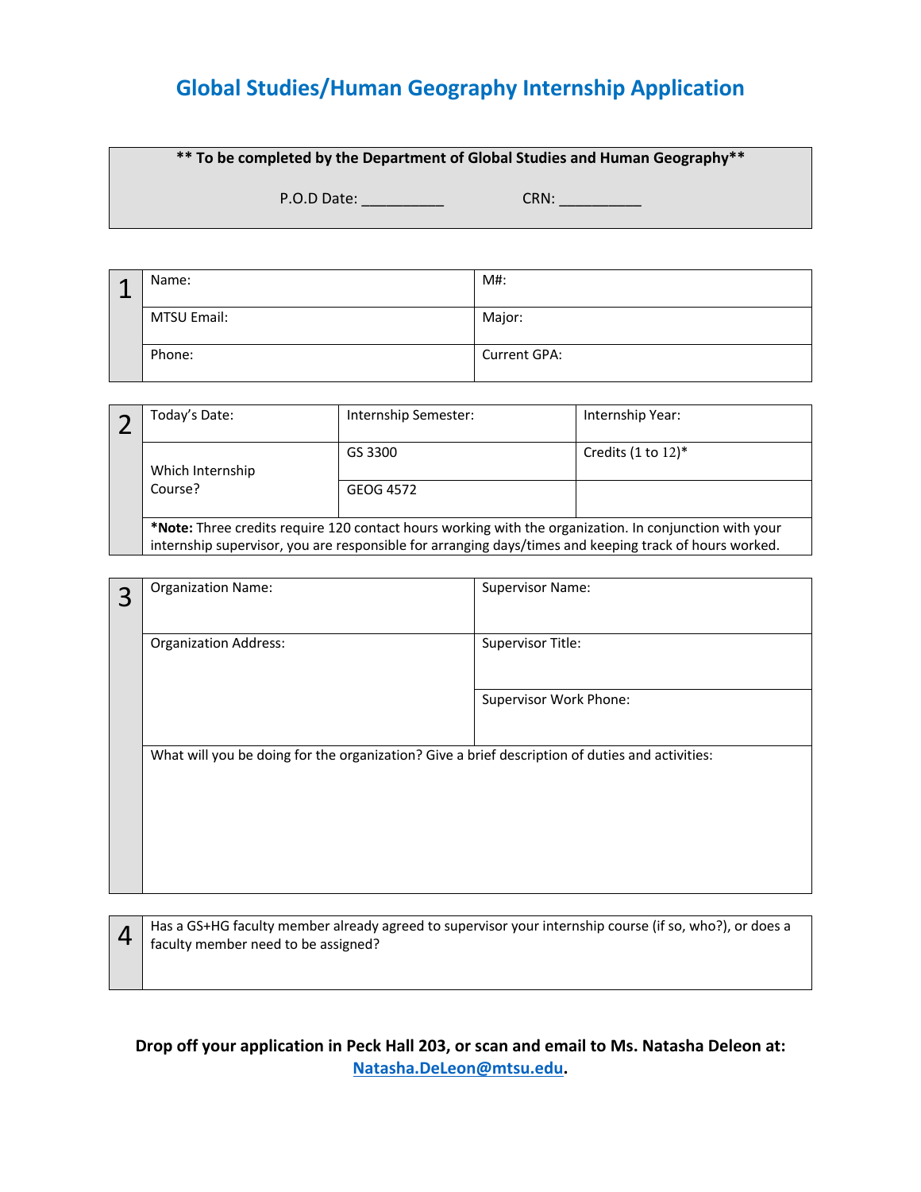# Global Studies/Human Geography Internship Application

| |
|---|
| **\*\* To be completed by the Department of Global Studies and Human Geography\*\*** |
| P.O.D Date: __________ CRN: __________ |

| | | |
|---|---|---|
| 1 | Name: | M#: |
| | MTSU Email: | Major: |
| | Phone: | Current GPA: |

| | | | |
|---|---|---|---|
| 2 | Today's Date: | Internship Semester: | Internship Year: |
| | Which Internship Course? | GS 3300 | Credits (1 to 12)* |
| | | GEOG 4572 | |
| | ***Note:** Three credits require 120 contact hours working with the organization. In conjunction with your internship supervisor, you are responsible for arranging days/times and keeping track of hours worked. | | |

| | | |
|---|---|---|
| 3 | Organization Name: | Supervisor Name: |
| | Organization Address: | Supervisor Title: |
| | | Supervisor Work Phone: |
| | What will you be doing for the organization? Give a brief description of duties and activities: | |

| | |
|---|---|
| 4 | Has a GS+HG faculty member already agreed to supervisor your internship course (if so, who?), or does a faculty member need to be assigned? |

**Drop off your application in Peck Hall 203, or scan and email to Ms. Natasha Deleon at: [Natasha.DeLeon@mtsu.edu](mailto:Natasha.DeLeon@mtsu.edu).**